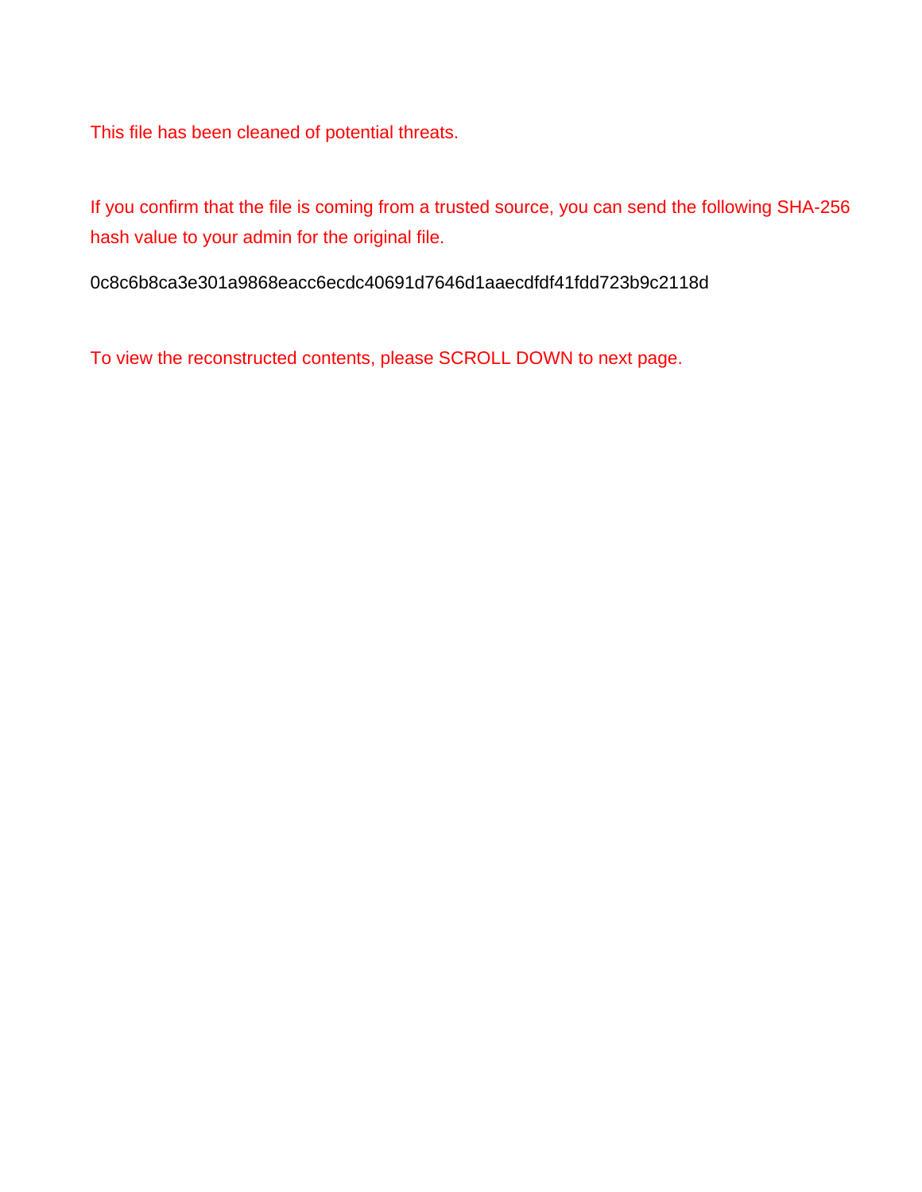This file has been cleaned of potential threats.

If you confirm that the file is coming from a trusted source, you can send the following SHA-256 hash value to your admin for the original file.

0c8c6b8ca3e301a9868eacc6ecdc40691d7646d1aaecdfdf41fdd723b9c2118d

To view the reconstructed contents, please SCROLL DOWN to next page.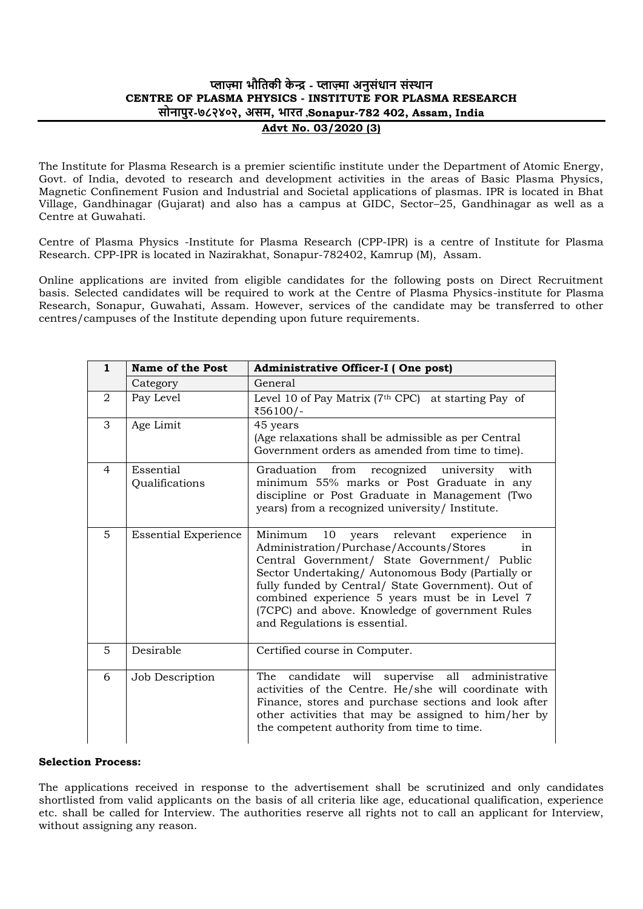**प्लाज़्मा भौतिकी केन्द्र - प्लाज़्मा अनुसंधान संस्थान**
**CENTRE OF PLASMA PHYSICS - INSTITUTE FOR PLASMA RESEARCH**
**सोनापुर-७८२४०२, असम, भारत ,Sonapur-782 402, Assam, India**

**Advt No. 03/2020 (3)**

The Institute for Plasma Research is a premier scientific institute under the Department of Atomic Energy, Govt. of India, devoted to research and development activities in the areas of Basic Plasma Physics, Magnetic Confinement Fusion and Industrial and Societal applications of plasmas. IPR is located in Bhat Village, Gandhinagar (Gujarat) and also has a campus at GIDC, Sector–25, Gandhinagar as well as a Centre at Guwahati.

Centre of Plasma Physics -Institute for Plasma Research (CPP-IPR) is a centre of Institute for Plasma Research. CPP-IPR is located in Nazirakhat, Sonapur-782402, Kamrup (M), Assam.

Online applications are invited from eligible candidates for the following posts on Direct Recruitment basis. Selected candidates will be required to work at the Centre of Plasma Physics-institute for Plasma Research, Sonapur, Guwahati, Assam. However, services of the candidate may be transferred to other centres/campuses of the Institute depending upon future requirements.

| 1 | **Name of the Post** | **Administrative Officer-I ( One post)** |
|---|---|---|
| | Category | General |
| 2 | Pay Level | Level 10 of Pay Matrix (7th CPC) at starting Pay of ₹56100/- |
| 3 | Age Limit | 45 years (Age relaxations shall be admissible as per Central Government orders as amended from time to time). |
| 4 | Essential Qualifications | Graduation from recognized university with minimum 55% marks or Post Graduate in any discipline or Post Graduate in Management (Two years) from a recognized university/ Institute. |
| 5 | Essential Experience | Minimum 10 years relevant experience in Administration/Purchase/Accounts/Stores in Central Government/ State Government/ Public Sector Undertaking/ Autonomous Body (Partially or fully funded by Central/ State Government). Out of combined experience 5 years must be in Level 7 (7CPC) and above. Knowledge of government Rules and Regulations is essential. |
| 5 | Desirable | Certified course in Computer. |
| 6 | Job Description | The candidate will supervise all administrative activities of the Centre. He/she will coordinate with Finance, stores and purchase sections and look after other activities that may be assigned to him/her by the competent authority from time to time. |

**Selection Process:**

The applications received in response to the advertisement shall be scrutinized and only candidates shortlisted from valid applicants on the basis of all criteria like age, educational qualification, experience etc. shall be called for Interview. The authorities reserve all rights not to call an applicant for Interview, without assigning any reason.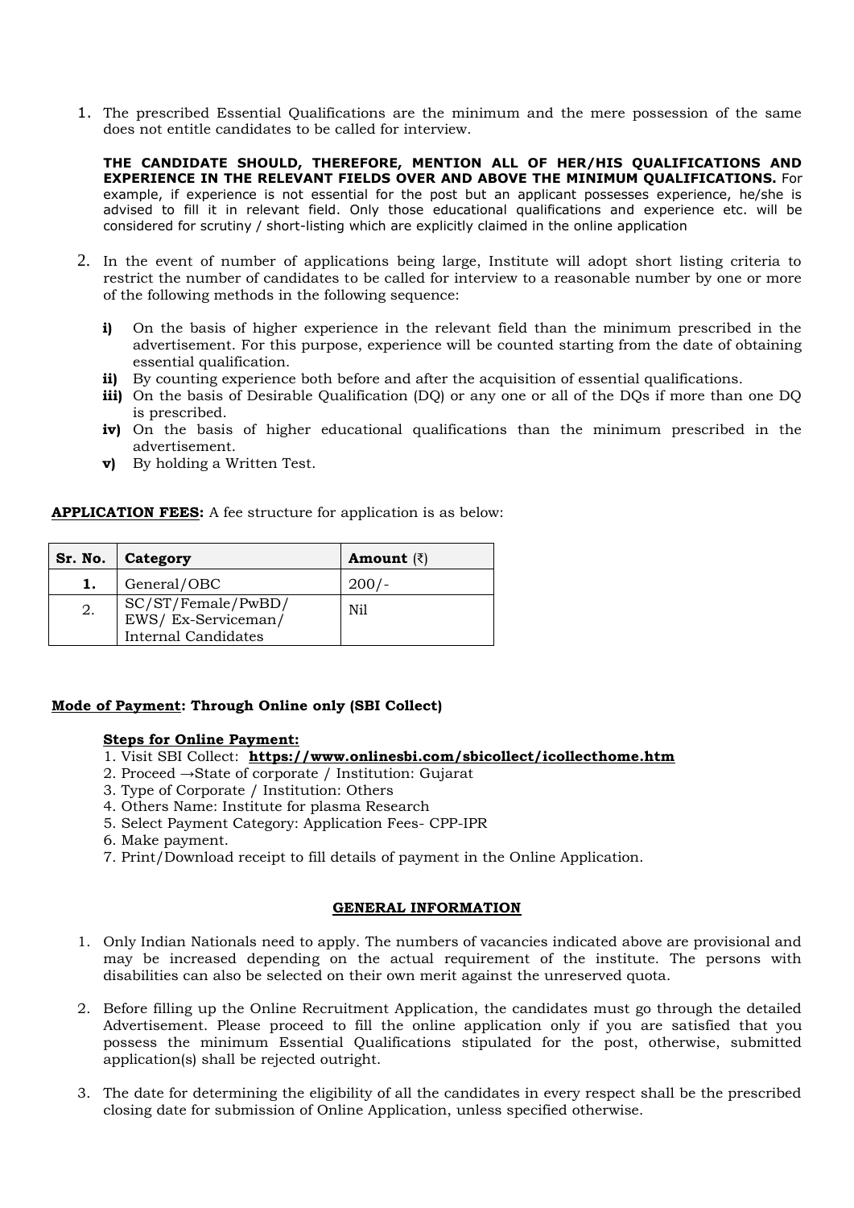1. The prescribed Essential Qualifications are the minimum and the mere possession of the same does not entitle candidates to be called for interview.

   **THE CANDIDATE SHOULD, THEREFORE, MENTION ALL OF HER/HIS QUALIFICATIONS AND EXPERIENCE IN THE RELEVANT FIELDS OVER AND ABOVE THE MINIMUM QUALIFICATIONS.** For example, if experience is not essential for the post but an applicant possesses experience, he/she is advised to fill it in relevant field. Only those educational qualifications and experience etc. will be considered for scrutiny / short-listing which are explicitly claimed in the online application

2. In the event of number of applications being large, Institute will adopt short listing criteria to restrict the number of candidates to be called for interview to a reasonable number by one or more of the following methods in the following sequence:

   **i)** On the basis of higher experience in the relevant field than the minimum prescribed in the advertisement. For this purpose, experience will be counted starting from the date of obtaining essential qualification.
   **ii)** By counting experience both before and after the acquisition of essential qualifications.
   **iii)** On the basis of Desirable Qualification (DQ) or any one or all of the DQs if more than one DQ is prescribed.
   **iv)** On the basis of higher educational qualifications than the minimum prescribed in the advertisement.
   **v)** By holding a Written Test.

**APPLICATION FEES:** A fee structure for application is as below:

| Sr. No. | Category | Amount (₹) |
|---|---|---|
| **1.** | General/OBC | 200/- |
| 2. | SC/ST/Female/PwBD/ EWS/ Ex-Serviceman/ Internal Candidates | Nil |

**Mode of Payment: Through Online only (SBI Collect)**

**Steps for Online Payment:**

1. Visit SBI Collect: **https://www.onlinesbi.com/sbicollect/icollecthome.htm**
2. Proceed →State of corporate / Institution: Gujarat
3. Type of Corporate / Institution: Others
4. Others Name: Institute for plasma Research
5. Select Payment Category: Application Fees- CPP-IPR
6. Make payment.
7. Print/Download receipt to fill details of payment in the Online Application.

## GENERAL INFORMATION

1. Only Indian Nationals need to apply. The numbers of vacancies indicated above are provisional and may be increased depending on the actual requirement of the institute. The persons with disabilities can also be selected on their own merit against the unreserved quota.

2. Before filling up the Online Recruitment Application, the candidates must go through the detailed Advertisement. Please proceed to fill the online application only if you are satisfied that you possess the minimum Essential Qualifications stipulated for the post, otherwise, submitted application(s) shall be rejected outright.

3. The date for determining the eligibility of all the candidates in every respect shall be the prescribed closing date for submission of Online Application, unless specified otherwise.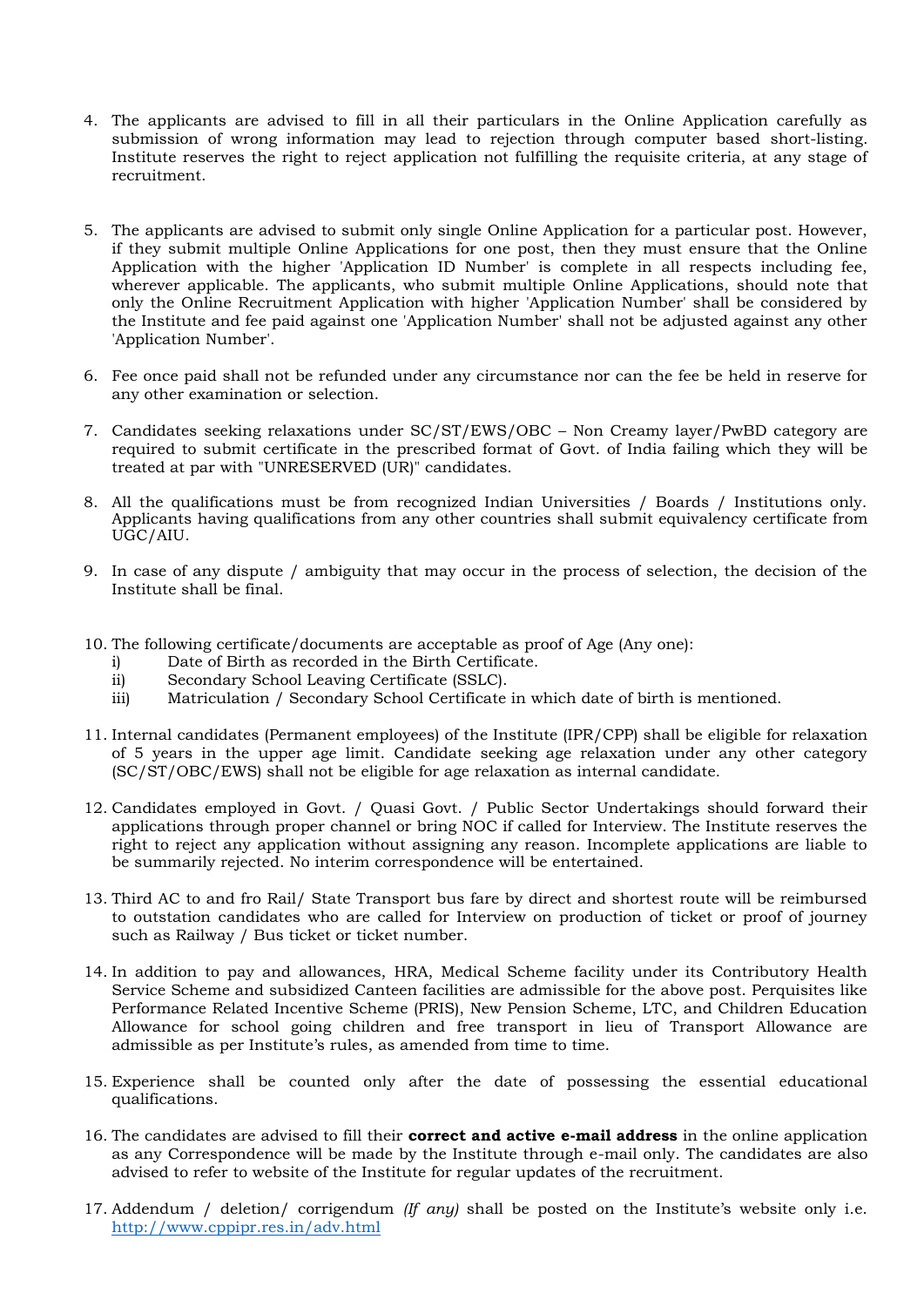4. The applicants are advised to fill in all their particulars in the Online Application carefully as submission of wrong information may lead to rejection through computer based short-listing. Institute reserves the right to reject application not fulfilling the requisite criteria, at any stage of recruitment.

5. The applicants are advised to submit only single Online Application for a particular post. However, if they submit multiple Online Applications for one post, then they must ensure that the Online Application with the higher 'Application ID Number' is complete in all respects including fee, wherever applicable. The applicants, who submit multiple Online Applications, should note that only the Online Recruitment Application with higher 'Application Number' shall be considered by the Institute and fee paid against one 'Application Number' shall not be adjusted against any other 'Application Number'.

6. Fee once paid shall not be refunded under any circumstance nor can the fee be held in reserve for any other examination or selection.

7. Candidates seeking relaxations under SC/ST/EWS/OBC – Non Creamy layer/PwBD category are required to submit certificate in the prescribed format of Govt. of India failing which they will be treated at par with "UNRESERVED (UR)" candidates.

8. All the qualifications must be from recognized Indian Universities / Boards / Institutions only. Applicants having qualifications from any other countries shall submit equivalency certificate from UGC/AIU.

9. In case of any dispute / ambiguity that may occur in the process of selection, the decision of the Institute shall be final.

10. The following certificate/documents are acceptable as proof of Age (Any one):
    i) Date of Birth as recorded in the Birth Certificate.
    ii) Secondary School Leaving Certificate (SSLC).
    iii) Matriculation / Secondary School Certificate in which date of birth is mentioned.

11. Internal candidates (Permanent employees) of the Institute (IPR/CPP) shall be eligible for relaxation of 5 years in the upper age limit. Candidate seeking age relaxation under any other category (SC/ST/OBC/EWS) shall not be eligible for age relaxation as internal candidate.

12. Candidates employed in Govt. / Quasi Govt. / Public Sector Undertakings should forward their applications through proper channel or bring NOC if called for Interview. The Institute reserves the right to reject any application without assigning any reason. Incomplete applications are liable to be summarily rejected. No interim correspondence will be entertained.

13. Third AC to and fro Rail/ State Transport bus fare by direct and shortest route will be reimbursed to outstation candidates who are called for Interview on production of ticket or proof of journey such as Railway / Bus ticket or ticket number.

14. In addition to pay and allowances, HRA, Medical Scheme facility under its Contributory Health Service Scheme and subsidized Canteen facilities are admissible for the above post. Perquisites like Performance Related Incentive Scheme (PRIS), New Pension Scheme, LTC, and Children Education Allowance for school going children and free transport in lieu of Transport Allowance are admissible as per Institute's rules, as amended from time to time.

15. Experience shall be counted only after the date of possessing the essential educational qualifications.

16. The candidates are advised to fill their **correct and active e-mail address** in the online application as any Correspondence will be made by the Institute through e-mail only. The candidates are also advised to refer to website of the Institute for regular updates of the recruitment.

17. Addendum / deletion/ corrigendum *(If any)* shall be posted on the Institute's website only i.e. http://www.cppipr.res.in/adv.html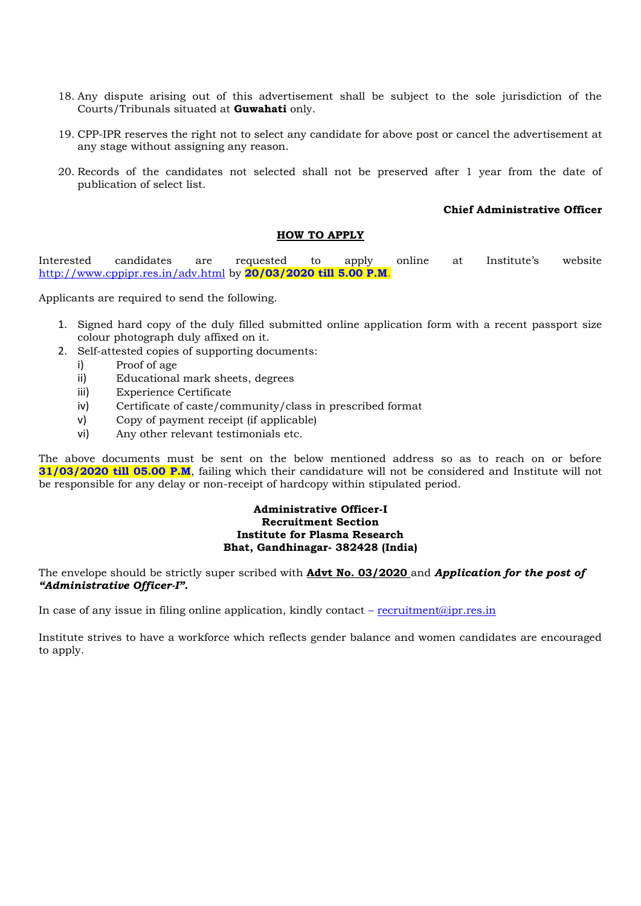18. Any dispute arising out of this advertisement shall be subject to the sole jurisdiction of the Courts/Tribunals situated at **Guwahati** only.

19. CPP-IPR reserves the right not to select any candidate for above post or cancel the advertisement at any stage without assigning any reason.

20. Records of the candidates not selected shall not be preserved after 1 year from the date of publication of select list.

**Chief Administrative Officer**

## HOW TO APPLY

Interested candidates are requested to apply online at Institute's website http://www.cppipr.res.in/adv.html by **20/03/2020 till 5.00 P.M**.

Applicants are required to send the following.

1. Signed hard copy of the duly filled submitted online application form with a recent passport size colour photograph duly affixed on it.
2. Self-attested copies of supporting documents:
   i) Proof of age
   ii) Educational mark sheets, degrees
   iii) Experience Certificate
   iv) Certificate of caste/community/class in prescribed format
   v) Copy of payment receipt (if applicable)
   vi) Any other relevant testimonials etc.

The above documents must be sent on the below mentioned address so as to reach on or before **31/03/2020 till 05.00 P.M**, failing which their candidature will not be considered and Institute will not be responsible for any delay or non-receipt of hardcopy within stipulated period.

**Administrative Officer-I**
**Recruitment Section**
**Institute for Plasma Research**
**Bhat, Gandhinagar- 382428 (India)**

The envelope should be strictly super scribed with **Advt No. 03/2020** and ***Application for the post of "Administrative Officer-I".***

In case of any issue in filing online application, kindly contact – recruitment@ipr.res.in

Institute strives to have a workforce which reflects gender balance and women candidates are encouraged to apply.